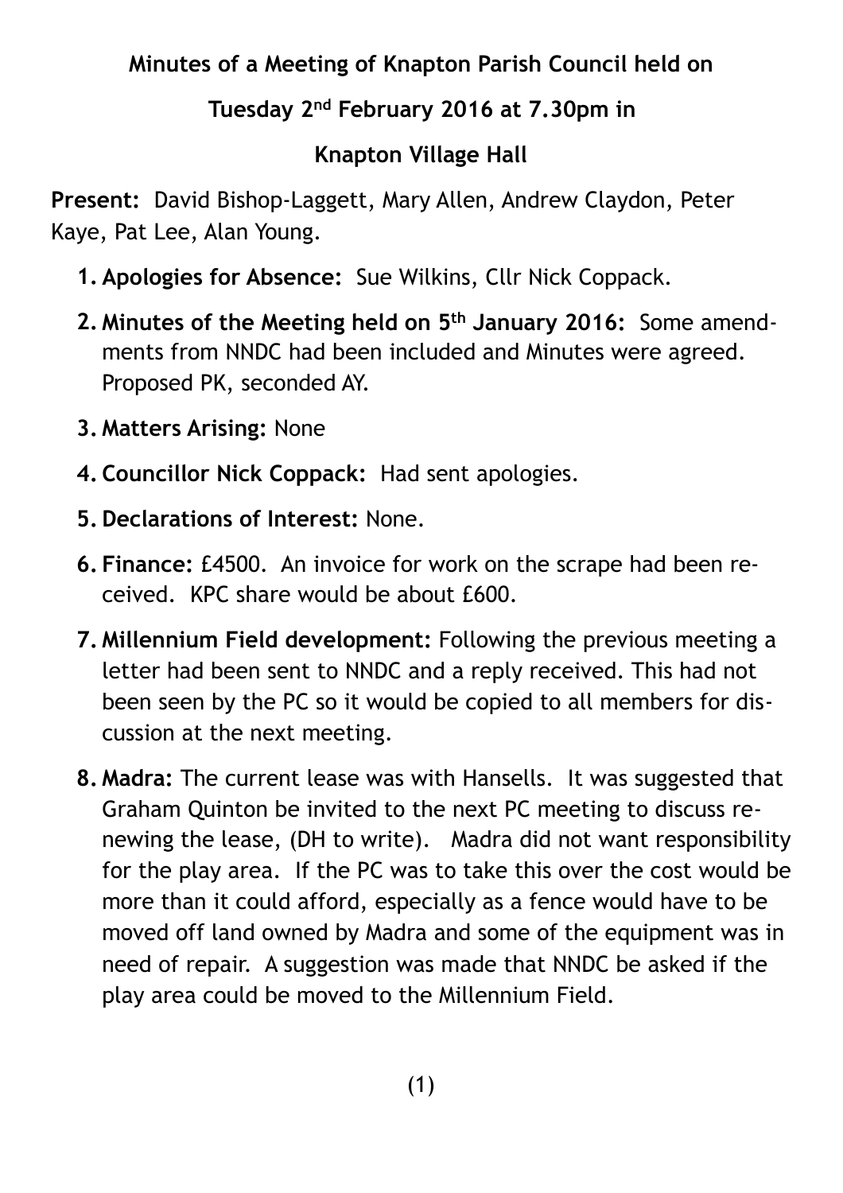**Minutes of a Meeting of Knapton Parish Council held on**

**Tuesday 2nd February 2016 at 7.30pm in**

**Knapton Village Hall**

**Present:** David Bishop-Laggett, Mary Allen, Andrew Claydon, Peter Kaye, Pat Lee, Alan Young.

1. **Apologies for Absence:** Sue Wilkins, Cllr Nick Coppack.
2. **Minutes of the Meeting held on 5th January 2016:** Some amendments from NNDC had been included and Minutes were agreed. Proposed PK, seconded AY.
3. **Matters Arising:** None
4. **Councillor Nick Coppack:** Had sent apologies.
5. **Declarations of Interest:** None.
6. **Finance:** £4500. An invoice for work on the scrape had been received. KPC share would be about £600.
7. **Millennium Field development:** Following the previous meeting a letter had been sent to NNDC and a reply received. This had not been seen by the PC so it would be copied to all members for discussion at the next meeting.
8. **Madra:** The current lease was with Hansells. It was suggested that Graham Quinton be invited to the next PC meeting to discuss renewing the lease, (DH to write). Madra did not want responsibility for the play area. If the PC was to take this over the cost would be more than it could afford, especially as a fence would have to be moved off land owned by Madra and some of the equipment was in need of repair. A suggestion was made that NNDC be asked if the play area could be moved to the Millennium Field.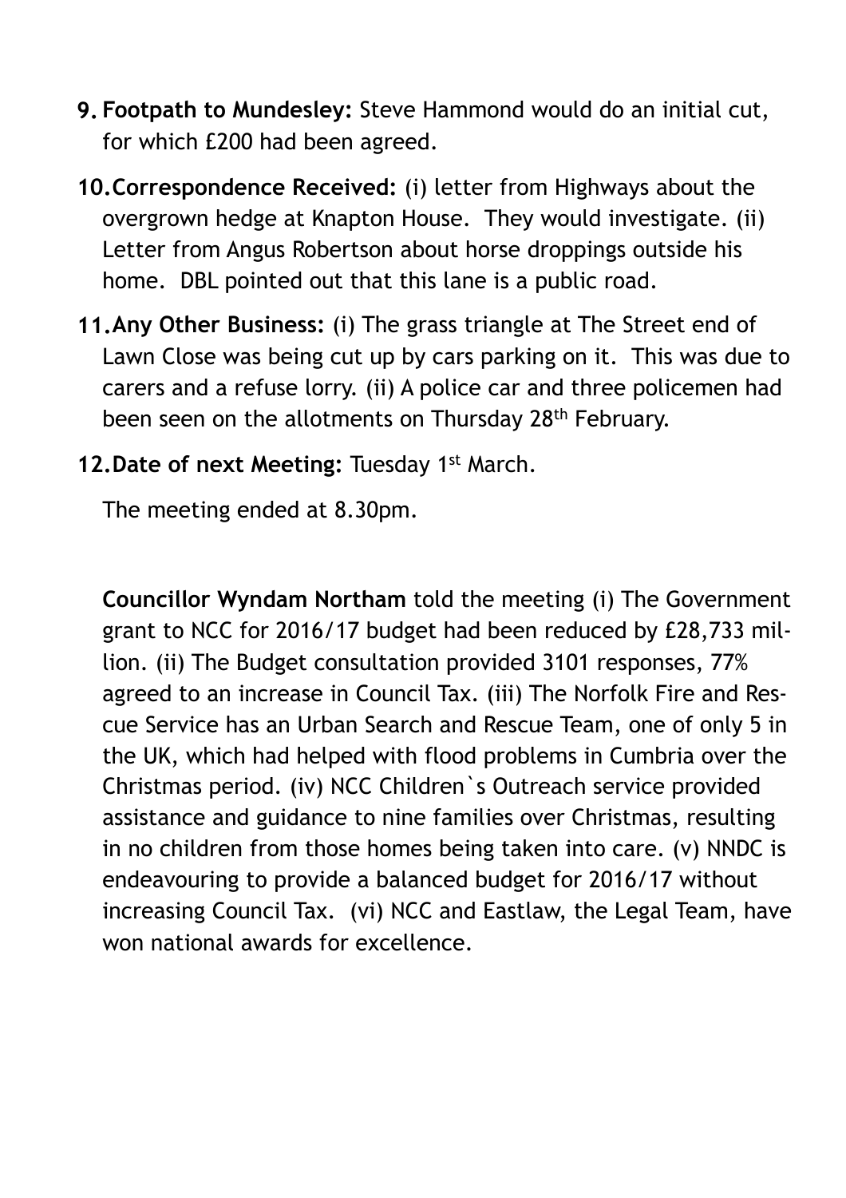9. **Footpath to Mundesley:** Steve Hammond would do an initial cut, for which £200 had been agreed.
10. **Correspondence Received:** (i) letter from Highways about the overgrown hedge at Knapton House. They would investigate. (ii) Letter from Angus Robertson about horse droppings outside his home. DBL pointed out that this lane is a public road.
11. **Any Other Business:** (i) The grass triangle at The Street end of Lawn Close was being cut up by cars parking on it. This was due to carers and a refuse lorry. (ii) A police car and three policemen had been seen on the allotments on Thursday 28th February.
12. **Date of next Meeting:** Tuesday 1st March.

The meeting ended at 8.30pm.

**Councillor Wyndam Northam** told the meeting (i) The Government grant to NCC for 2016/17 budget had been reduced by £28,733 million. (ii) The Budget consultation provided 3101 responses, 77% agreed to an increase in Council Tax. (iii) The Norfolk Fire and Rescue Service has an Urban Search and Rescue Team, one of only 5 in the UK, which had helped with flood problems in Cumbria over the Christmas period. (iv) NCC Children`s Outreach service provided assistance and guidance to nine families over Christmas, resulting in no children from those homes being taken into care. (v) NNDC is endeavouring to provide a balanced budget for 2016/17 without increasing Council Tax. (vi) NCC and Eastlaw, the Legal Team, have won national awards for excellence.